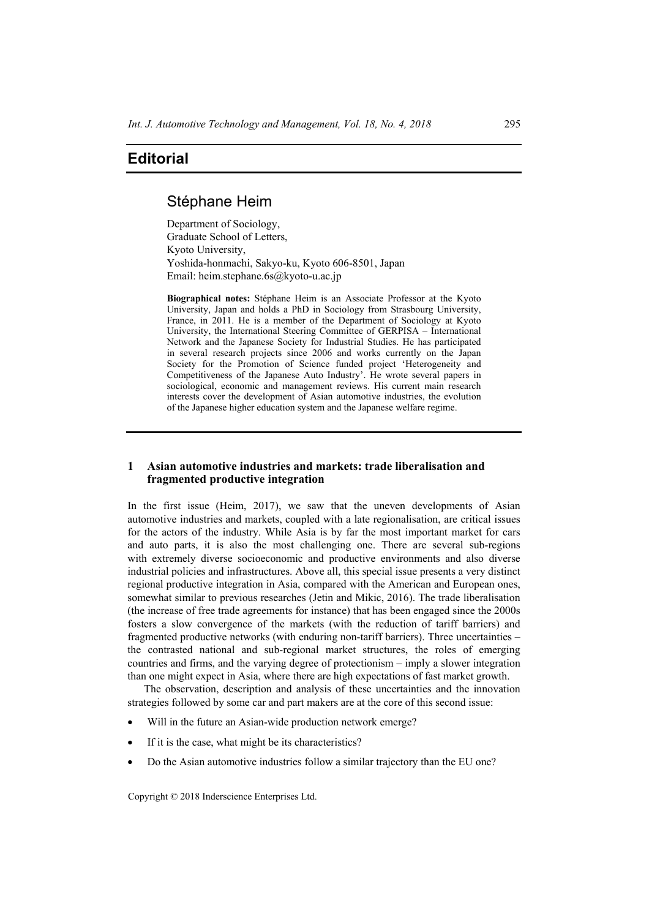# Editorial

## Stéphane Heim

Department of Sociology,
Graduate School of Letters,
Kyoto University,
Yoshida-honmachi, Sakyo-ku, Kyoto 606-8501, Japan
Email: heim.stephane.6s@kyoto-u.ac.jp

**Biographical notes:** Stéphane Heim is an Associate Professor at the Kyoto University, Japan and holds a PhD in Sociology from Strasbourg University, France, in 2011. He is a member of the Department of Sociology at Kyoto University, the International Steering Committee of GERPISA – International Network and the Japanese Society for Industrial Studies. He has participated in several research projects since 2006 and works currently on the Japan Society for the Promotion of Science funded project 'Heterogeneity and Competitiveness of the Japanese Auto Industry'. He wrote several papers in sociological, economic and management reviews. His current main research interests cover the development of Asian automotive industries, the evolution of the Japanese higher education system and the Japanese welfare regime.

## 1 Asian automotive industries and markets: trade liberalisation and fragmented productive integration

In the first issue (Heim, 2017), we saw that the uneven developments of Asian automotive industries and markets, coupled with a late regionalisation, are critical issues for the actors of the industry. While Asia is by far the most important market for cars and auto parts, it is also the most challenging one. There are several sub-regions with extremely diverse socioeconomic and productive environments and also diverse industrial policies and infrastructures. Above all, this special issue presents a very distinct regional productive integration in Asia, compared with the American and European ones, somewhat similar to previous researches (Jetin and Mikic, 2016). The trade liberalisation (the increase of free trade agreements for instance) that has been engaged since the 2000s fosters a slow convergence of the markets (with the reduction of tariff barriers) and fragmented productive networks (with enduring non-tariff barriers). Three uncertainties – the contrasted national and sub-regional market structures, the roles of emerging countries and firms, and the varying degree of protectionism – imply a slower integration than one might expect in Asia, where there are high expectations of fast market growth.

The observation, description and analysis of these uncertainties and the innovation strategies followed by some car and part makers are at the core of this second issue:

- Will in the future an Asian-wide production network emerge?
- If it is the case, what might be its characteristics?
- Do the Asian automotive industries follow a similar trajectory than the EU one?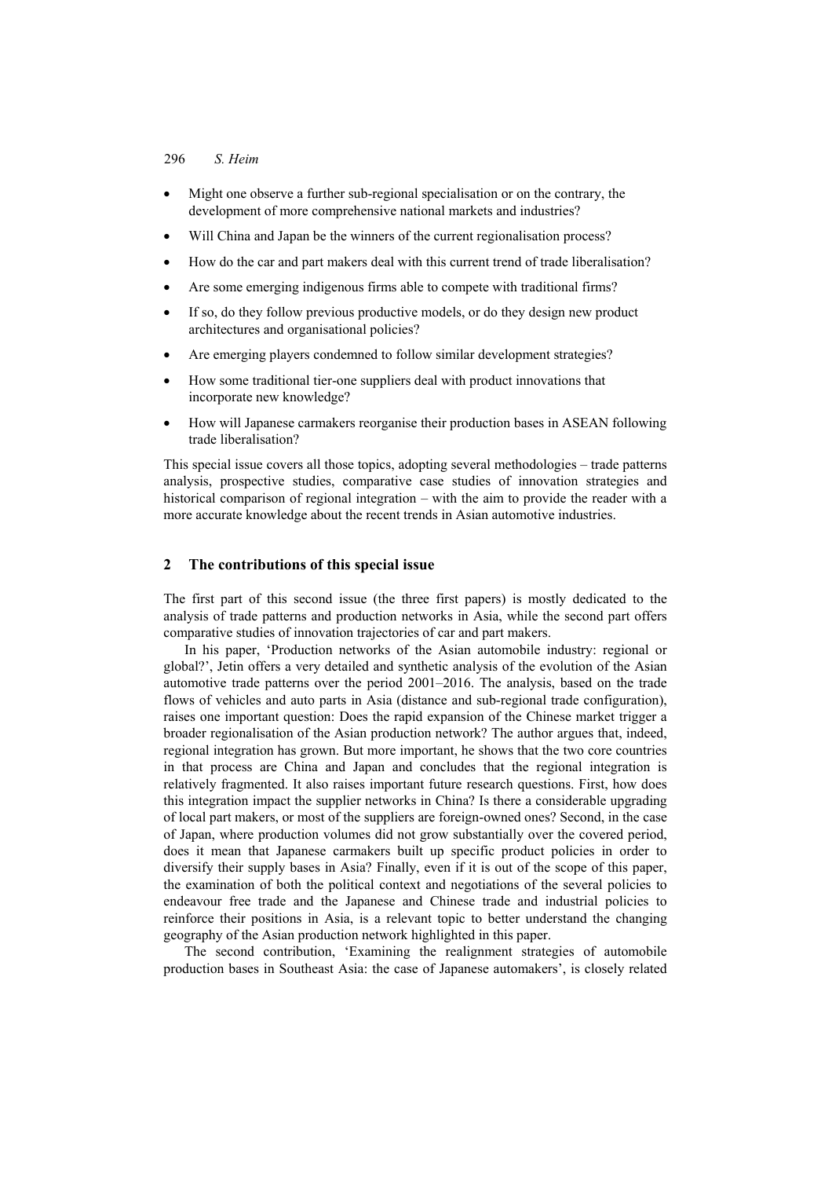- Might one observe a further sub-regional specialisation or on the contrary, the development of more comprehensive national markets and industries?
- Will China and Japan be the winners of the current regionalisation process?
- How do the car and part makers deal with this current trend of trade liberalisation?
- Are some emerging indigenous firms able to compete with traditional firms?
- If so, do they follow previous productive models, or do they design new product architectures and organisational policies?
- Are emerging players condemned to follow similar development strategies?
- How some traditional tier-one suppliers deal with product innovations that incorporate new knowledge?
- How will Japanese carmakers reorganise their production bases in ASEAN following trade liberalisation?

This special issue covers all those topics, adopting several methodologies – trade patterns analysis, prospective studies, comparative case studies of innovation strategies and historical comparison of regional integration – with the aim to provide the reader with a more accurate knowledge about the recent trends in Asian automotive industries.

## 2 The contributions of this special issue

The first part of this second issue (the three first papers) is mostly dedicated to the analysis of trade patterns and production networks in Asia, while the second part offers comparative studies of innovation trajectories of car and part makers.

In his paper, 'Production networks of the Asian automobile industry: regional or global?', Jetin offers a very detailed and synthetic analysis of the evolution of the Asian automotive trade patterns over the period 2001–2016. The analysis, based on the trade flows of vehicles and auto parts in Asia (distance and sub-regional trade configuration), raises one important question: Does the rapid expansion of the Chinese market trigger a broader regionalisation of the Asian production network? The author argues that, indeed, regional integration has grown. But more important, he shows that the two core countries in that process are China and Japan and concludes that the regional integration is relatively fragmented. It also raises important future research questions. First, how does this integration impact the supplier networks in China? Is there a considerable upgrading of local part makers, or most of the suppliers are foreign-owned ones? Second, in the case of Japan, where production volumes did not grow substantially over the covered period, does it mean that Japanese carmakers built up specific product policies in order to diversify their supply bases in Asia? Finally, even if it is out of the scope of this paper, the examination of both the political context and negotiations of the several policies to endeavour free trade and the Japanese and Chinese trade and industrial policies to reinforce their positions in Asia, is a relevant topic to better understand the changing geography of the Asian production network highlighted in this paper.

The second contribution, 'Examining the realignment strategies of automobile production bases in Southeast Asia: the case of Japanese automakers', is closely related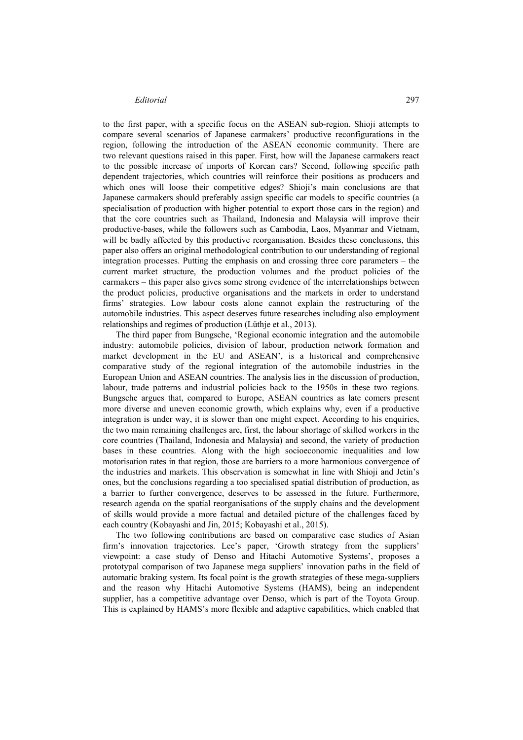to the first paper, with a specific focus on the ASEAN sub-region. Shioji attempts to compare several scenarios of Japanese carmakers' productive reconfigurations in the region, following the introduction of the ASEAN economic community. There are two relevant questions raised in this paper. First, how will the Japanese carmakers react to the possible increase of imports of Korean cars? Second, following specific path dependent trajectories, which countries will reinforce their positions as producers and which ones will loose their competitive edges? Shioji's main conclusions are that Japanese carmakers should preferably assign specific car models to specific countries (a specialisation of production with higher potential to export those cars in the region) and that the core countries such as Thailand, Indonesia and Malaysia will improve their productive-bases, while the followers such as Cambodia, Laos, Myanmar and Vietnam, will be badly affected by this productive reorganisation. Besides these conclusions, this paper also offers an original methodological contribution to our understanding of regional integration processes. Putting the emphasis on and crossing three core parameters – the current market structure, the production volumes and the product policies of the carmakers – this paper also gives some strong evidence of the interrelationships between the product policies, productive organisations and the markets in order to understand firms' strategies. Low labour costs alone cannot explain the restructuring of the automobile industries. This aspect deserves future researches including also employment relationships and regimes of production (Lüthje et al., 2013).

The third paper from Bungsche, 'Regional economic integration and the automobile industry: automobile policies, division of labour, production network formation and market development in the EU and ASEAN', is a historical and comprehensive comparative study of the regional integration of the automobile industries in the European Union and ASEAN countries. The analysis lies in the discussion of production, labour, trade patterns and industrial policies back to the 1950s in these two regions. Bungsche argues that, compared to Europe, ASEAN countries as late comers present more diverse and uneven economic growth, which explains why, even if a productive integration is under way, it is slower than one might expect. According to his enquiries, the two main remaining challenges are, first, the labour shortage of skilled workers in the core countries (Thailand, Indonesia and Malaysia) and second, the variety of production bases in these countries. Along with the high socioeconomic inequalities and low motorisation rates in that region, those are barriers to a more harmonious convergence of the industries and markets. This observation is somewhat in line with Shioji and Jetin's ones, but the conclusions regarding a too specialised spatial distribution of production, as a barrier to further convergence, deserves to be assessed in the future. Furthermore, research agenda on the spatial reorganisations of the supply chains and the development of skills would provide a more factual and detailed picture of the challenges faced by each country (Kobayashi and Jin, 2015; Kobayashi et al., 2015).

The two following contributions are based on comparative case studies of Asian firm's innovation trajectories. Lee's paper, 'Growth strategy from the suppliers' viewpoint: a case study of Denso and Hitachi Automotive Systems', proposes a prototypal comparison of two Japanese mega suppliers' innovation paths in the field of automatic braking system. Its focal point is the growth strategies of these mega-suppliers and the reason why Hitachi Automotive Systems (HAMS), being an independent supplier, has a competitive advantage over Denso, which is part of the Toyota Group. This is explained by HAMS's more flexible and adaptive capabilities, which enabled that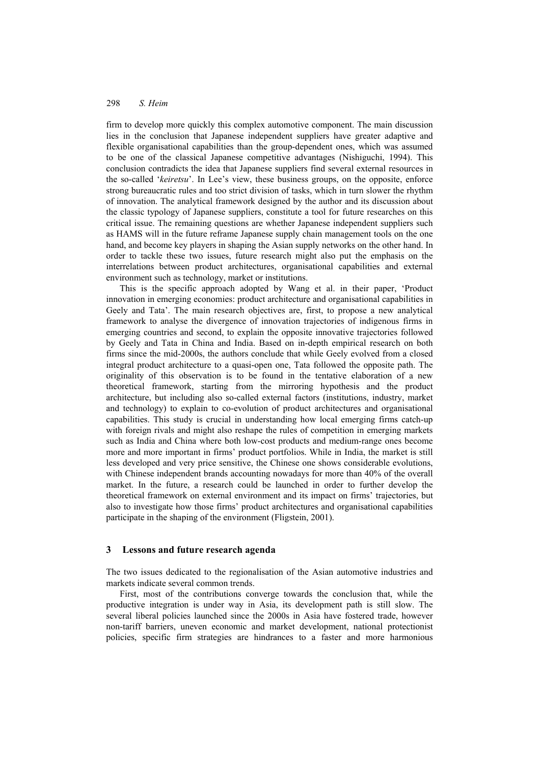firm to develop more quickly this complex automotive component. The main discussion lies in the conclusion that Japanese independent suppliers have greater adaptive and flexible organisational capabilities than the group-dependent ones, which was assumed to be one of the classical Japanese competitive advantages (Nishiguchi, 1994). This conclusion contradicts the idea that Japanese suppliers find several external resources in the so-called '*keiretsu*'. In Lee's view, these business groups, on the opposite, enforce strong bureaucratic rules and too strict division of tasks, which in turn slower the rhythm of innovation. The analytical framework designed by the author and its discussion about the classic typology of Japanese suppliers, constitute a tool for future researches on this critical issue. The remaining questions are whether Japanese independent suppliers such as HAMS will in the future reframe Japanese supply chain management tools on the one hand, and become key players in shaping the Asian supply networks on the other hand. In order to tackle these two issues, future research might also put the emphasis on the interrelations between product architectures, organisational capabilities and external environment such as technology, market or institutions.

This is the specific approach adopted by Wang et al. in their paper, 'Product innovation in emerging economies: product architecture and organisational capabilities in Geely and Tata'. The main research objectives are, first, to propose a new analytical framework to analyse the divergence of innovation trajectories of indigenous firms in emerging countries and second, to explain the opposite innovative trajectories followed by Geely and Tata in China and India. Based on in-depth empirical research on both firms since the mid-2000s, the authors conclude that while Geely evolved from a closed integral product architecture to a quasi-open one, Tata followed the opposite path. The originality of this observation is to be found in the tentative elaboration of a new theoretical framework, starting from the mirroring hypothesis and the product architecture, but including also so-called external factors (institutions, industry, market and technology) to explain to co-evolution of product architectures and organisational capabilities. This study is crucial in understanding how local emerging firms catch-up with foreign rivals and might also reshape the rules of competition in emerging markets such as India and China where both low-cost products and medium-range ones become more and more important in firms' product portfolios. While in India, the market is still less developed and very price sensitive, the Chinese one shows considerable evolutions, with Chinese independent brands accounting nowadays for more than 40% of the overall market. In the future, a research could be launched in order to further develop the theoretical framework on external environment and its impact on firms' trajectories, but also to investigate how those firms' product architectures and organisational capabilities participate in the shaping of the environment (Fligstein, 2001).

## 3 Lessons and future research agenda

The two issues dedicated to the regionalisation of the Asian automotive industries and markets indicate several common trends.

First, most of the contributions converge towards the conclusion that, while the productive integration is under way in Asia, its development path is still slow. The several liberal policies launched since the 2000s in Asia have fostered trade, however non-tariff barriers, uneven economic and market development, national protectionist policies, specific firm strategies are hindrances to a faster and more harmonious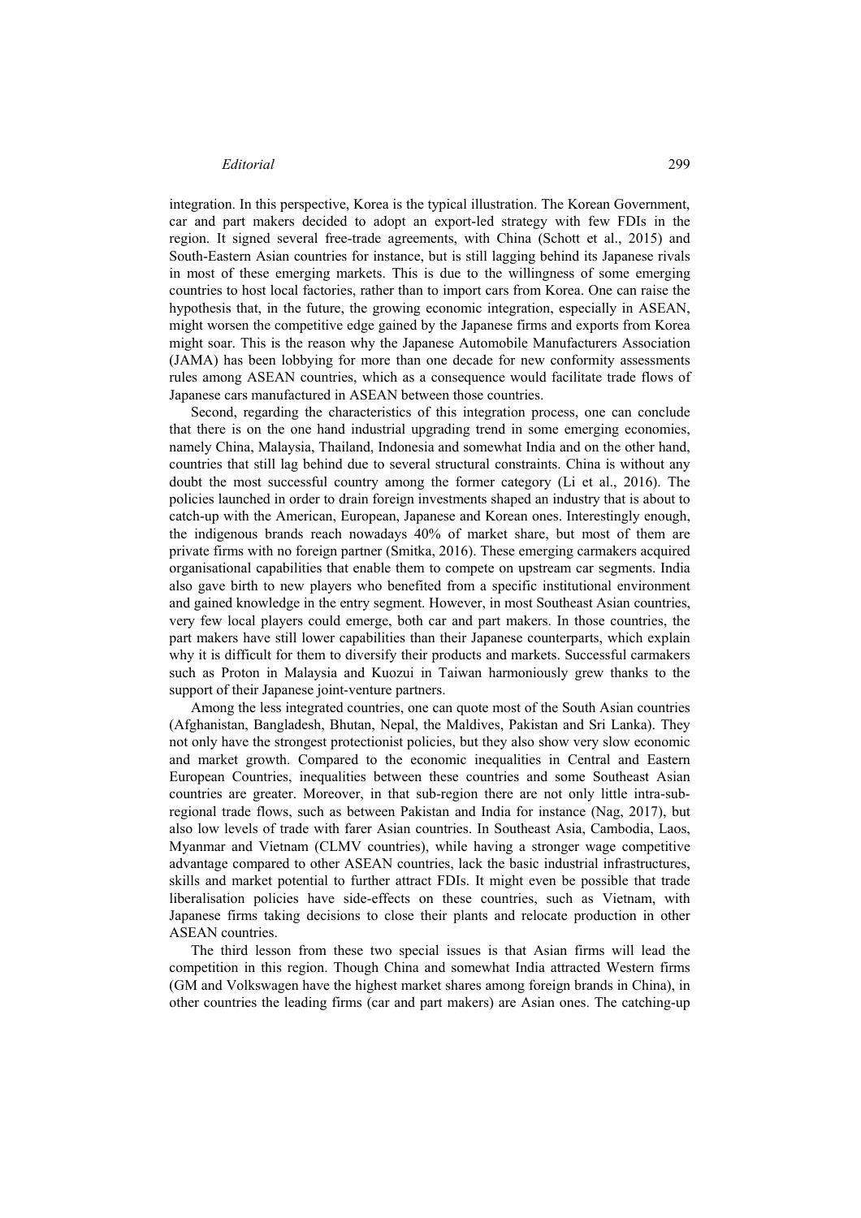integration. In this perspective, Korea is the typical illustration. The Korean Government, car and part makers decided to adopt an export-led strategy with few FDIs in the region. It signed several free-trade agreements, with China (Schott et al., 2015) and South-Eastern Asian countries for instance, but is still lagging behind its Japanese rivals in most of these emerging markets. This is due to the willingness of some emerging countries to host local factories, rather than to import cars from Korea. One can raise the hypothesis that, in the future, the growing economic integration, especially in ASEAN, might worsen the competitive edge gained by the Japanese firms and exports from Korea might soar. This is the reason why the Japanese Automobile Manufacturers Association (JAMA) has been lobbying for more than one decade for new conformity assessments rules among ASEAN countries, which as a consequence would facilitate trade flows of Japanese cars manufactured in ASEAN between those countries.

Second, regarding the characteristics of this integration process, one can conclude that there is on the one hand industrial upgrading trend in some emerging economies, namely China, Malaysia, Thailand, Indonesia and somewhat India and on the other hand, countries that still lag behind due to several structural constraints. China is without any doubt the most successful country among the former category (Li et al., 2016). The policies launched in order to drain foreign investments shaped an industry that is about to catch-up with the American, European, Japanese and Korean ones. Interestingly enough, the indigenous brands reach nowadays 40% of market share, but most of them are private firms with no foreign partner (Smitka, 2016). These emerging carmakers acquired organisational capabilities that enable them to compete on upstream car segments. India also gave birth to new players who benefited from a specific institutional environment and gained knowledge in the entry segment. However, in most Southeast Asian countries, very few local players could emerge, both car and part makers. In those countries, the part makers have still lower capabilities than their Japanese counterparts, which explain why it is difficult for them to diversify their products and markets. Successful carmakers such as Proton in Malaysia and Kuozui in Taiwan harmoniously grew thanks to the support of their Japanese joint-venture partners.

Among the less integrated countries, one can quote most of the South Asian countries (Afghanistan, Bangladesh, Bhutan, Nepal, the Maldives, Pakistan and Sri Lanka). They not only have the strongest protectionist policies, but they also show very slow economic and market growth. Compared to the economic inequalities in Central and Eastern European Countries, inequalities between these countries and some Southeast Asian countries are greater. Moreover, in that sub-region there are not only little intra-sub-regional trade flows, such as between Pakistan and India for instance (Nag, 2017), but also low levels of trade with farer Asian countries. In Southeast Asia, Cambodia, Laos, Myanmar and Vietnam (CLMV countries), while having a stronger wage competitive advantage compared to other ASEAN countries, lack the basic industrial infrastructures, skills and market potential to further attract FDIs. It might even be possible that trade liberalisation policies have side-effects on these countries, such as Vietnam, with Japanese firms taking decisions to close their plants and relocate production in other ASEAN countries.

The third lesson from these two special issues is that Asian firms will lead the competition in this region. Though China and somewhat India attracted Western firms (GM and Volkswagen have the highest market shares among foreign brands in China), in other countries the leading firms (car and part makers) are Asian ones. The catching-up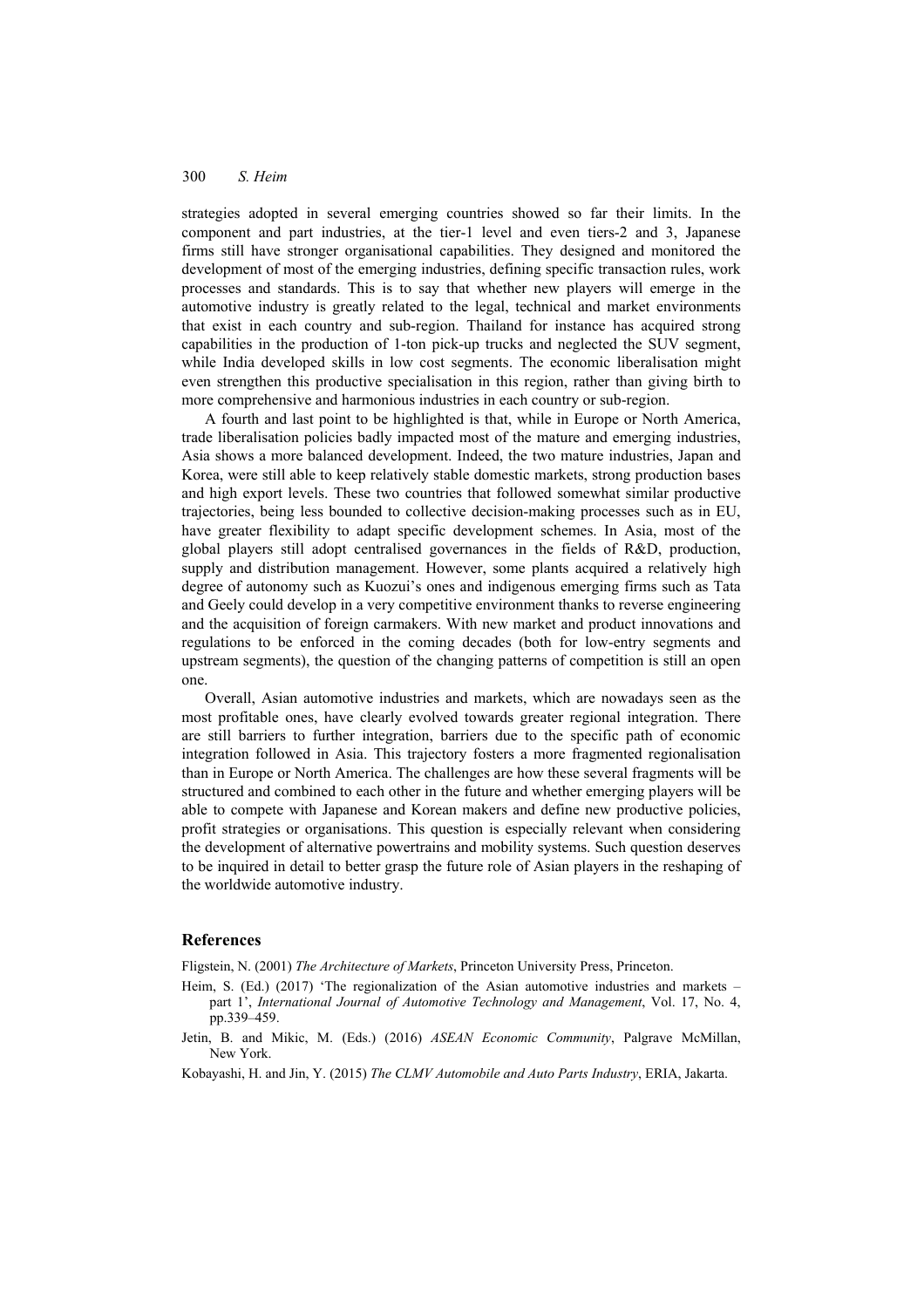strategies adopted in several emerging countries showed so far their limits. In the component and part industries, at the tier-1 level and even tiers-2 and 3, Japanese firms still have stronger organisational capabilities. They designed and monitored the development of most of the emerging industries, defining specific transaction rules, work processes and standards. This is to say that whether new players will emerge in the automotive industry is greatly related to the legal, technical and market environments that exist in each country and sub-region. Thailand for instance has acquired strong capabilities in the production of 1-ton pick-up trucks and neglected the SUV segment, while India developed skills in low cost segments. The economic liberalisation might even strengthen this productive specialisation in this region, rather than giving birth to more comprehensive and harmonious industries in each country or sub-region.

A fourth and last point to be highlighted is that, while in Europe or North America, trade liberalisation policies badly impacted most of the mature and emerging industries, Asia shows a more balanced development. Indeed, the two mature industries, Japan and Korea, were still able to keep relatively stable domestic markets, strong production bases and high export levels. These two countries that followed somewhat similar productive trajectories, being less bounded to collective decision-making processes such as in EU, have greater flexibility to adapt specific development schemes. In Asia, most of the global players still adopt centralised governances in the fields of R&D, production, supply and distribution management. However, some plants acquired a relatively high degree of autonomy such as Kuozui's ones and indigenous emerging firms such as Tata and Geely could develop in a very competitive environment thanks to reverse engineering and the acquisition of foreign carmakers. With new market and product innovations and regulations to be enforced in the coming decades (both for low-entry segments and upstream segments), the question of the changing patterns of competition is still an open one.

Overall, Asian automotive industries and markets, which are nowadays seen as the most profitable ones, have clearly evolved towards greater regional integration. There are still barriers to further integration, barriers due to the specific path of economic integration followed in Asia. This trajectory fosters a more fragmented regionalisation than in Europe or North America. The challenges are how these several fragments will be structured and combined to each other in the future and whether emerging players will be able to compete with Japanese and Korean makers and define new productive policies, profit strategies or organisations. This question is especially relevant when considering the development of alternative powertrains and mobility systems. Such question deserves to be inquired in detail to better grasp the future role of Asian players in the reshaping of the worldwide automotive industry.

## References

Fligstein, N. (2001) *The Architecture of Markets*, Princeton University Press, Princeton.

Heim, S. (Ed.) (2017) 'The regionalization of the Asian automotive industries and markets – part 1', *International Journal of Automotive Technology and Management*, Vol. 17, No. 4, pp.339–459.

Jetin, B. and Mikic, M. (Eds.) (2016) *ASEAN Economic Community*, Palgrave McMillan, New York.

Kobayashi, H. and Jin, Y. (2015) *The CLMV Automobile and Auto Parts Industry*, ERIA, Jakarta.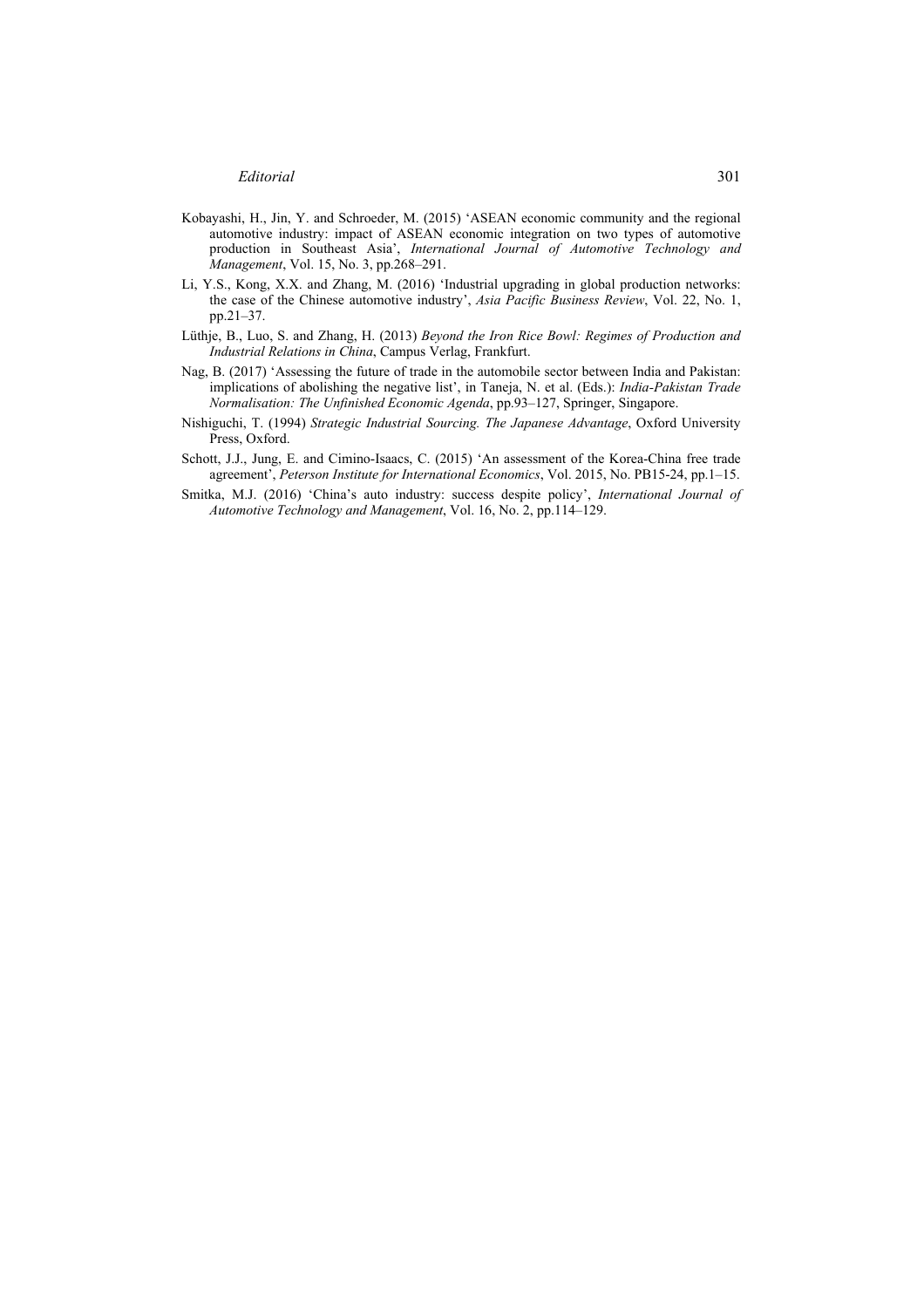Kobayashi, H., Jin, Y. and Schroeder, M. (2015) 'ASEAN economic community and the regional automotive industry: impact of ASEAN economic integration on two types of automotive production in Southeast Asia', *International Journal of Automotive Technology and Management*, Vol. 15, No. 3, pp.268–291.

Li, Y.S., Kong, X.X. and Zhang, M. (2016) 'Industrial upgrading in global production networks: the case of the Chinese automotive industry', *Asia Pacific Business Review*, Vol. 22, No. 1, pp.21–37.

Lüthje, B., Luo, S. and Zhang, H. (2013) *Beyond the Iron Rice Bowl: Regimes of Production and Industrial Relations in China*, Campus Verlag, Frankfurt.

Nag, B. (2017) 'Assessing the future of trade in the automobile sector between India and Pakistan: implications of abolishing the negative list', in Taneja, N. et al. (Eds.): *India-Pakistan Trade Normalisation: The Unfinished Economic Agenda*, pp.93–127, Springer, Singapore.

Nishiguchi, T. (1994) *Strategic Industrial Sourcing. The Japanese Advantage*, Oxford University Press, Oxford.

Schott, J.J., Jung, E. and Cimino-Isaacs, C. (2015) 'An assessment of the Korea-China free trade agreement', *Peterson Institute for International Economics*, Vol. 2015, No. PB15-24, pp.1–15.

Smitka, M.J. (2016) 'China's auto industry: success despite policy', *International Journal of Automotive Technology and Management*, Vol. 16, No. 2, pp.114–129.